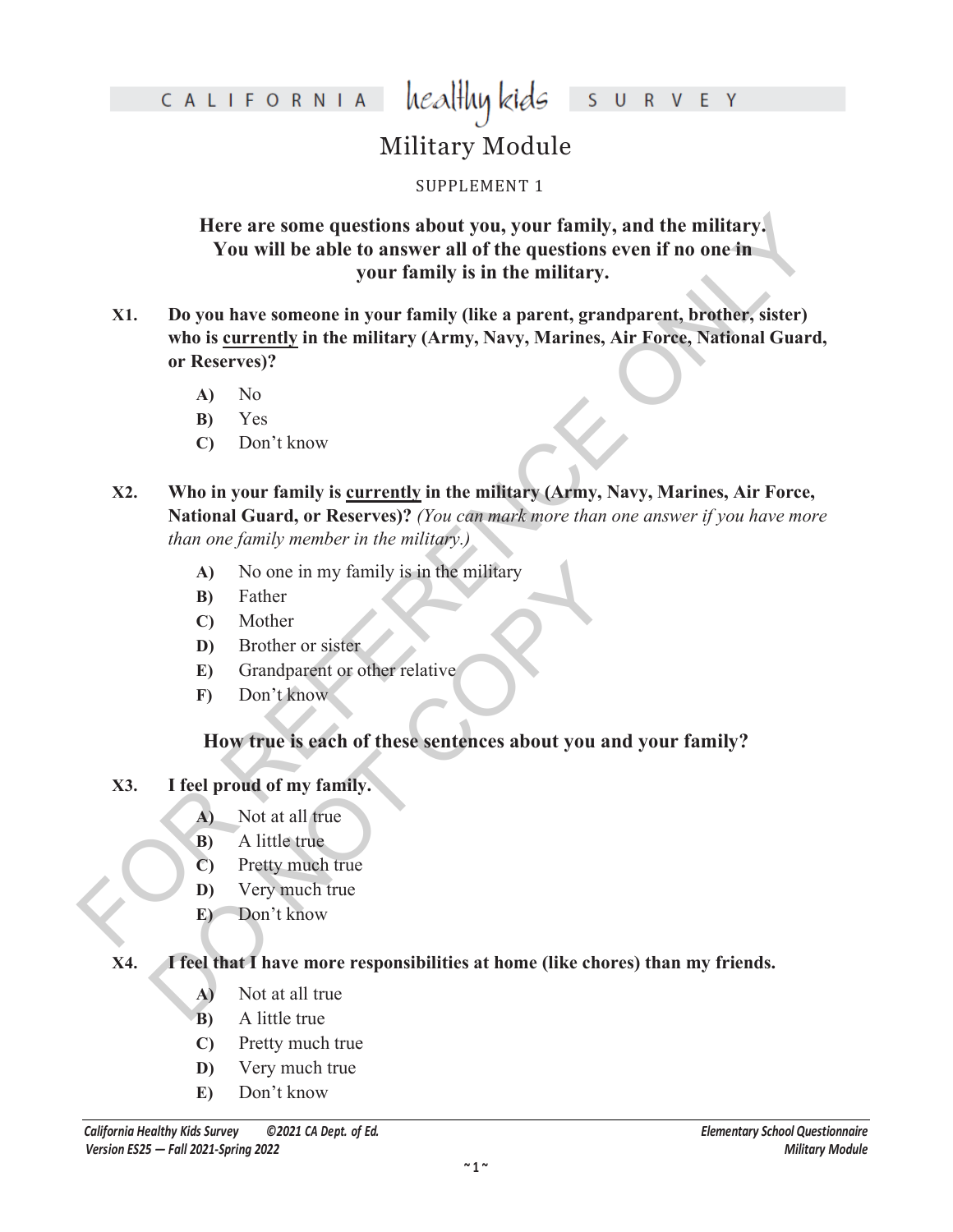# CALIFORNIA healthy kids SURVEY

## Military Module

SUPPLEMENT 1

**Here are some questions about you, your family, and the military. You will be able to answer all of the questions even if no one in your family is in the military.**

**X1. Do you have someone in your family (like a parent, grandparent, brother, sister) who is <u>currently</u> in the military (Army, Navy, Marines, Air Force, National Guard, or Reserves)?**

- **A)** No
- **B)** Yes
- **C)** Don't know

**X2. Who in your family is <u>currently</u> in the military (Army, Navy, Marines, Air Force, National Guard, or Reserves)?** *(You can mark more than one answer if you have more than one family member in the military.)*

- **A)** No one in my family is in the military
- **B)** Father
- **C)** Mother
- **D)** Brother or sister
- **E)** Grandparent or other relative
- **F)** Don't know

**How true is each of these sentences about you and your family?**

**X3. I feel proud of my family.**

- **A)** Not at all true
- **B)** A little true
- **C)** Pretty much true
- **D)** Very much true
- **E)** Don't know

**X4. I feel that I have more responsibilities at home (like chores) than my friends.**

- **A)** Not at all true
- **B)** A little true
- **C)** Pretty much true
- **D)** Very much true
- **E)** Don't know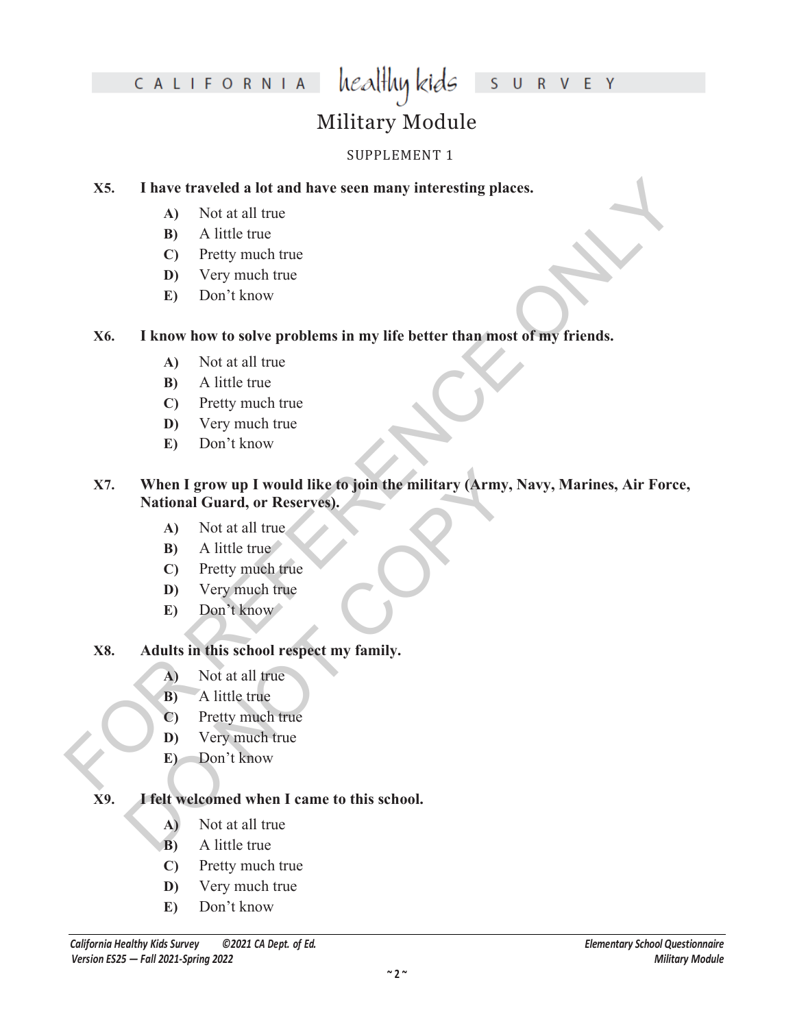# Military Module

SUPPLEMENT 1

**X5. I have traveled a lot and have seen many interesting places.**

- **A)** Not at all true
- **B)** A little true
- **C)** Pretty much true
- **D)** Very much true
- **E)** Don't know

**X6. I know how to solve problems in my life better than most of my friends.**

- **A)** Not at all true
- **B)** A little true
- **C)** Pretty much true
- **D)** Very much true
- **E)** Don't know

**X7. When I grow up I would like to join the military (Army, Navy, Marines, Air Force, National Guard, or Reserves).**

- **A)** Not at all true
- **B)** A little true
- **C)** Pretty much true
- **D)** Very much true
- **E)** Don't know

**X8. Adults in this school respect my family.**

- **A)** Not at all true
- **B)** A little true
- **C)** Pretty much true
- **D)** Very much true
- **E)** Don't know

**X9. I felt welcomed when I came to this school.**

- **A)** Not at all true
- **B)** A little true
- **C)** Pretty much true
- **D)** Very much true
- **E)** Don't know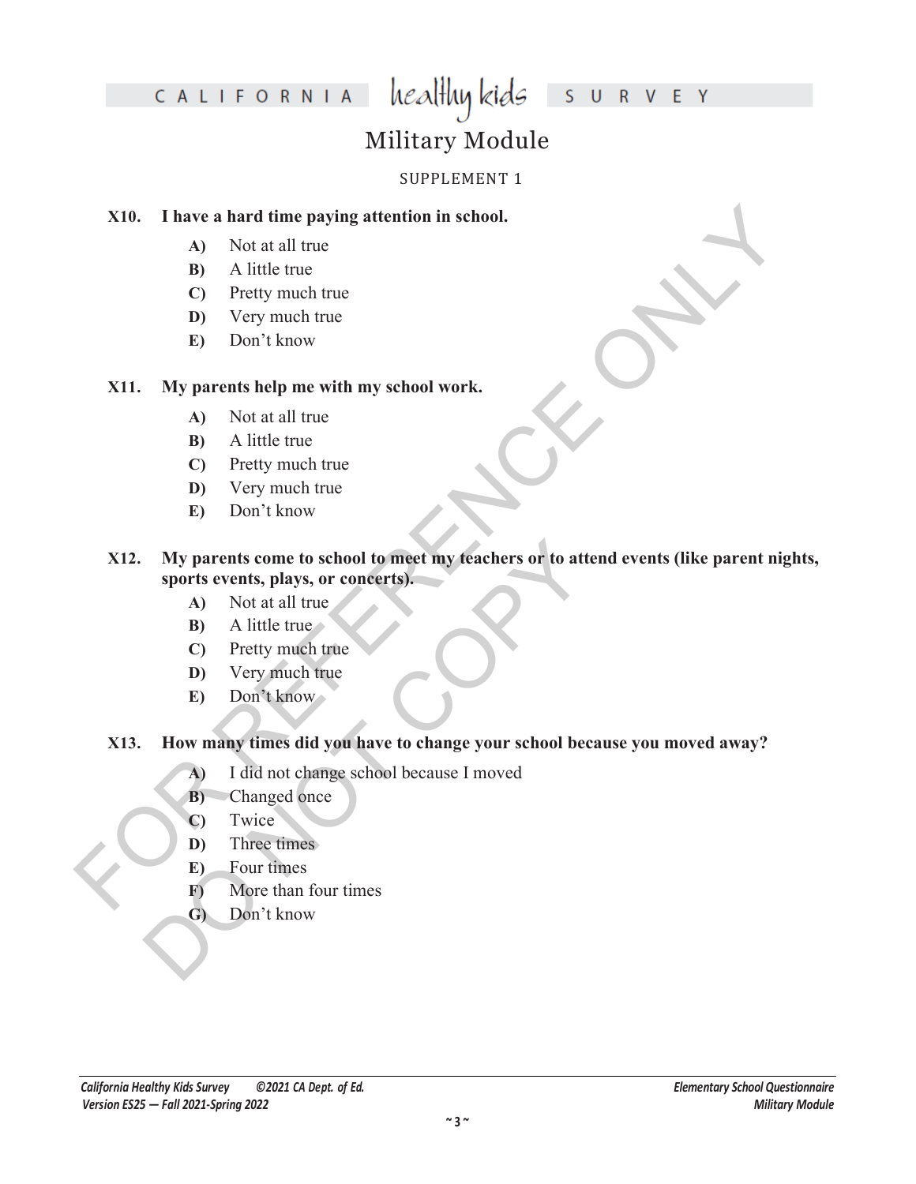# Military Module

SUPPLEMENT 1

**X10. I have a hard time paying attention in school.**

- **A)** Not at all true
- **B)** A little true
- **C)** Pretty much true
- **D)** Very much true
- **E)** Don't know

**X11. My parents help me with my school work.**

- **A)** Not at all true
- **B)** A little true
- **C)** Pretty much true
- **D)** Very much true
- **E)** Don't know

**X12. My parents come to school to meet my teachers or to attend events (like parent nights, sports events, plays, or concerts).**

- **A)** Not at all true
- **B)** A little true
- **C)** Pretty much true
- **D)** Very much true
- **E)** Don't know

**X13. How many times did you have to change your school because you moved away?**

- **A)** I did not change school because I moved
- **B)** Changed once
- **C)** Twice
- **D)** Three times
- **E)** Four times
- **F)** More than four times
- **G)** Don't know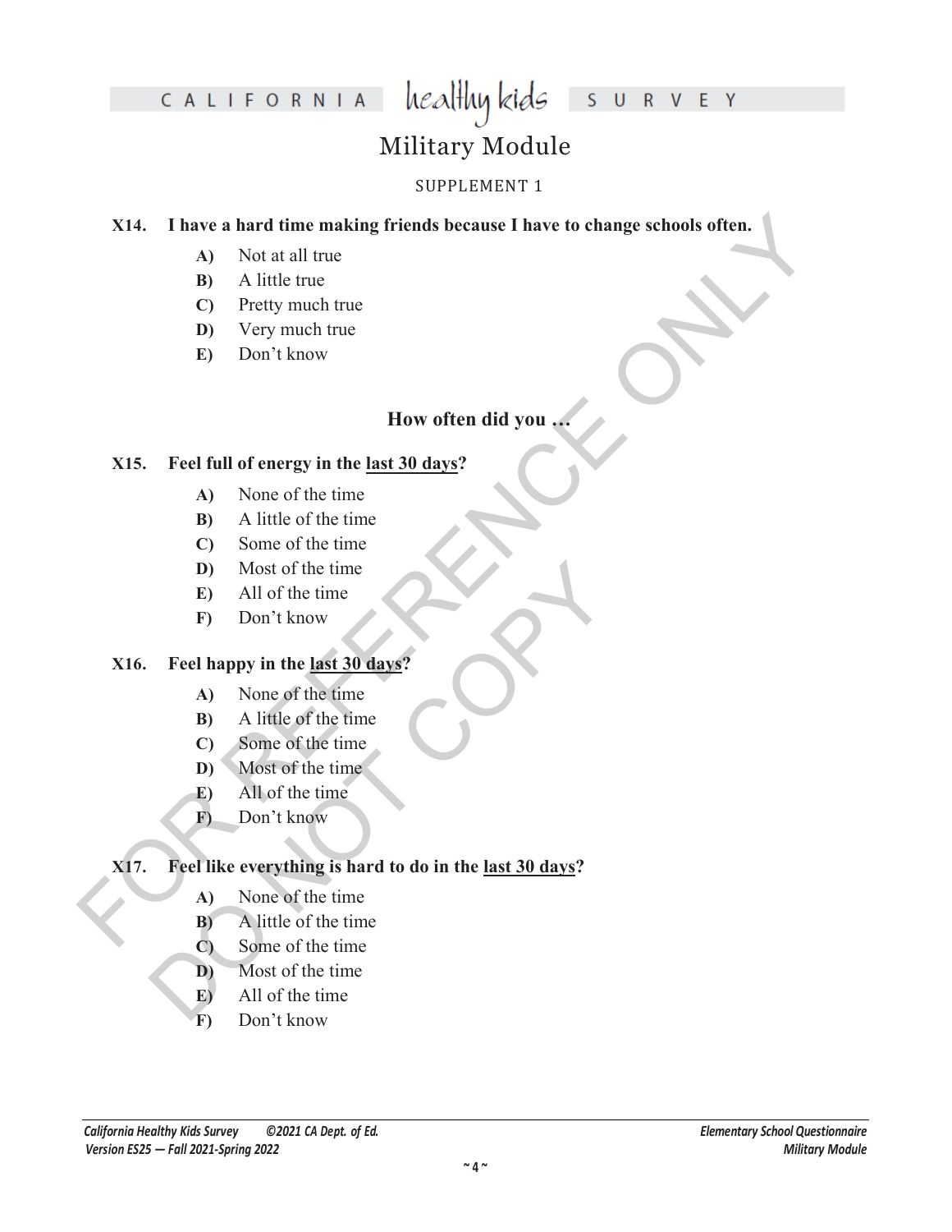# Military Module

SUPPLEMENT 1

**X14. I have a hard time making friends because I have to change schools often.**

- **A)** Not at all true
- **B)** A little true
- **C)** Pretty much true
- **D)** Very much true
- **E)** Don't know

### How often did you …

**X15. Feel full of energy in the last 30 days?**

- **A)** None of the time
- **B)** A little of the time
- **C)** Some of the time
- **D)** Most of the time
- **E)** All of the time
- **F)** Don't know

**X16. Feel happy in the last 30 days?**

- **A)** None of the time
- **B)** A little of the time
- **C)** Some of the time
- **D)** Most of the time
- **E)** All of the time
- **F)** Don't know

**X17. Feel like everything is hard to do in the last 30 days?**

- **A)** None of the time
- **B)** A little of the time
- **C)** Some of the time
- **D)** Most of the time
- **E)** All of the time
- **F)** Don't know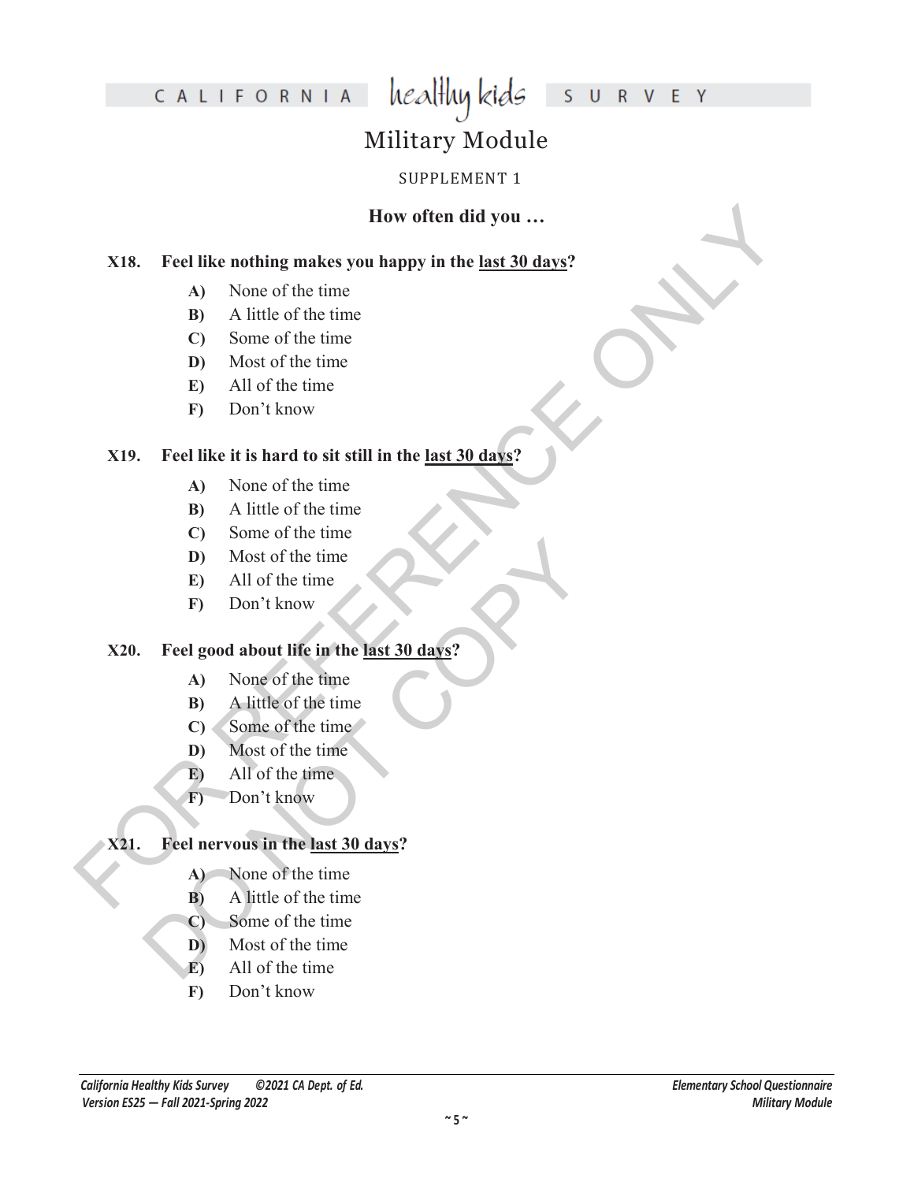# Military Module

SUPPLEMENT 1

**How often did you …**

**X18. Feel like nothing makes you happy in the last 30 days?**

- **A)** None of the time
- **B)** A little of the time
- **C)** Some of the time
- **D)** Most of the time
- **E)** All of the time
- **F)** Don't know

**X19. Feel like it is hard to sit still in the last 30 days?**

- **A)** None of the time
- **B)** A little of the time
- **C)** Some of the time
- **D)** Most of the time
- **E)** All of the time
- **F)** Don't know

**X20. Feel good about life in the last 30 days?**

- **A)** None of the time
- **B)** A little of the time
- **C)** Some of the time
- **D)** Most of the time
- **E)** All of the time
- **F)** Don't know

**X21. Feel nervous in the last 30 days?**

- **A)** None of the time
- **B)** A little of the time
- **C)** Some of the time
- **D)** Most of the time
- **E)** All of the time
- **F)** Don't know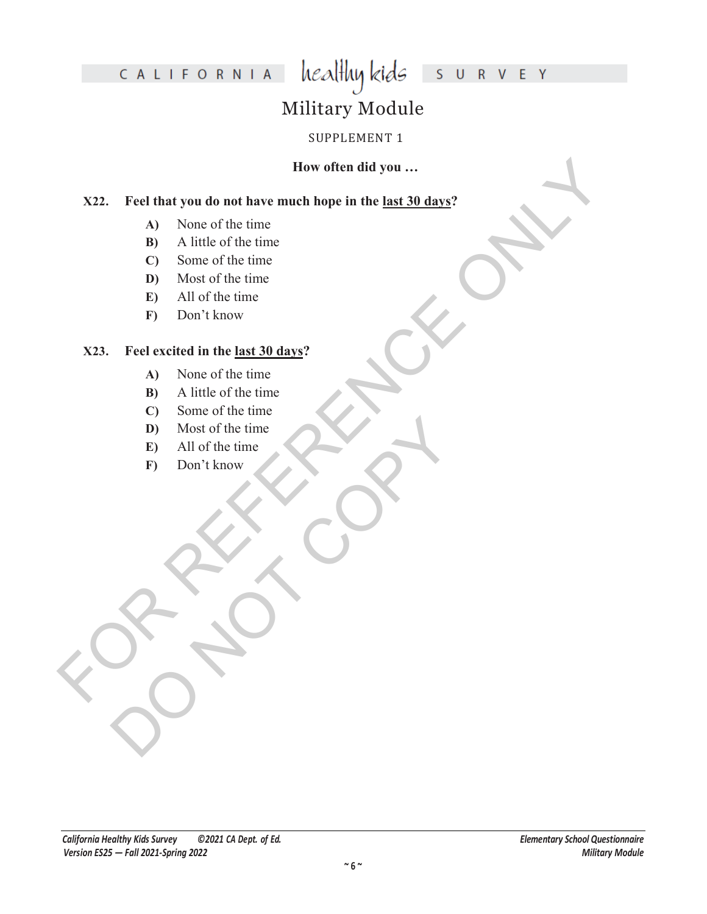# Military Module

SUPPLEMENT 1

**How often did you …**

**X22. Feel that you do not have much hope in the <u>last 30 days</u>?**

- **A)** None of the time
- **B)** A little of the time
- **C)** Some of the time
- **D)** Most of the time
- **E)** All of the time
- **F)** Don't know

**X23. Feel excited in the <u>last 30 days</u>?**

- **A)** None of the time
- **B)** A little of the time
- **C)** Some of the time
- **D)** Most of the time
- **E)** All of the time
- **F)** Don't know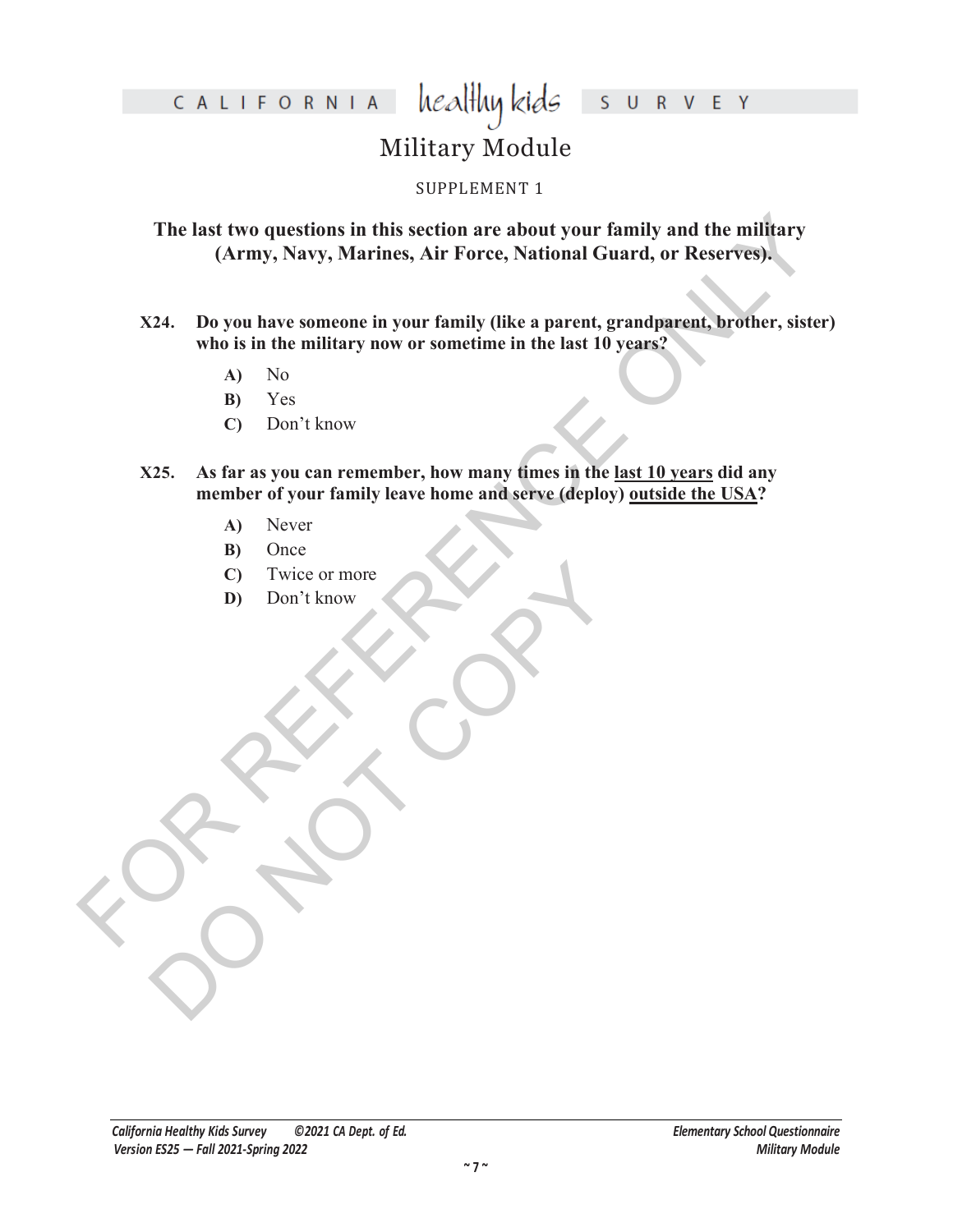# Military Module

SUPPLEMENT 1

**The last two questions in this section are about your family and the military (Army, Navy, Marines, Air Force, National Guard, or Reserves).**

**X24. Do you have someone in your family (like a parent, grandparent, brother, sister) who is in the military now or sometime in the last 10 years?**

- **A)** No
- **B)** Yes
- **C)** Don't know

**X25. As far as you can remember, how many times in the <u>last 10 years</u> did any member of your family leave home and serve (deploy) <u>outside the USA</u>?**

- **A)** Never
- **B)** Once
- **C)** Twice or more
- **D)** Don't know